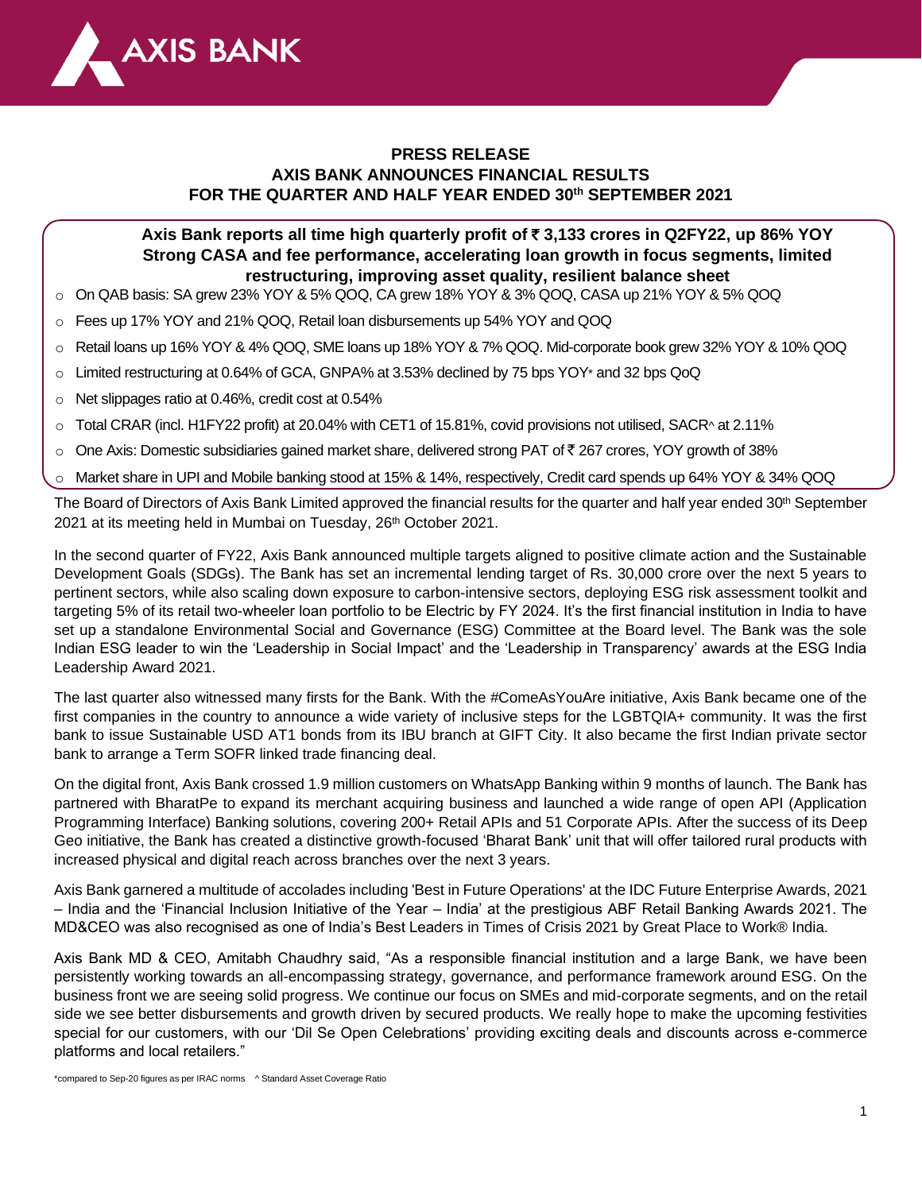# PRESS RELEASE
## AXIS BANK ANNOUNCES FINANCIAL RESULTS FOR THE QUARTER AND HALF YEAR ENDED 30th SEPTEMBER 2021

**Axis Bank reports all time high quarterly profit of ₹ 3,133 crores in Q2FY22, up 86% YOY**
**Strong CASA and fee performance, accelerating loan growth in focus segments, limited restructuring, improving asset quality, resilient balance sheet**

- On QAB basis: SA grew 23% YOY & 5% QOQ, CA grew 18% YOY & 3% QOQ, CASA up 21% YOY & 5% QOQ
- Fees up 17% YOY and 21% QOQ, Retail loan disbursements up 54% YOY and QOQ
- Retail loans up 16% YOY & 4% QOQ, SME loans up 18% YOY & 7% QOQ. Mid-corporate book grew 32% YOY & 10% QOQ
- Limited restructuring at 0.64% of GCA, GNPA% at 3.53% declined by 75 bps YOY* and 32 bps QoQ
- Net slippages ratio at 0.46%, credit cost at 0.54%
- Total CRAR (incl. H1FY22 profit) at 20.04% with CET1 of 15.81%, covid provisions not utilised, SACR^ at 2.11%
- One Axis: Domestic subsidiaries gained market share, delivered strong PAT of ₹ 267 crores, YOY growth of 38%
- Market share in UPI and Mobile banking stood at 15% & 14%, respectively, Credit card spends up 64% YOY & 34% QOQ

The Board of Directors of Axis Bank Limited approved the financial results for the quarter and half year ended 30th September 2021 at its meeting held in Mumbai on Tuesday, 26th October 2021.

In the second quarter of FY22, Axis Bank announced multiple targets aligned to positive climate action and the Sustainable Development Goals (SDGs). The Bank has set an incremental lending target of Rs. 30,000 crore over the next 5 years to pertinent sectors, while also scaling down exposure to carbon-intensive sectors, deploying ESG risk assessment toolkit and targeting 5% of its retail two-wheeler loan portfolio to be Electric by FY 2024. It's the first financial institution in India to have set up a standalone Environmental Social and Governance (ESG) Committee at the Board level. The Bank was the sole Indian ESG leader to win the 'Leadership in Social Impact' and the 'Leadership in Transparency' awards at the ESG India Leadership Award 2021.

The last quarter also witnessed many firsts for the Bank. With the #ComeAsYouAre initiative, Axis Bank became one of the first companies in the country to announce a wide variety of inclusive steps for the LGBTQIA+ community. It was the first bank to issue Sustainable USD AT1 bonds from its IBU branch at GIFT City. It also became the first Indian private sector bank to arrange a Term SOFR linked trade financing deal.

On the digital front, Axis Bank crossed 1.9 million customers on WhatsApp Banking within 9 months of launch. The Bank has partnered with BharatPe to expand its merchant acquiring business and launched a wide range of open API (Application Programming Interface) Banking solutions, covering 200+ Retail APIs and 51 Corporate APIs. After the success of its Deep Geo initiative, the Bank has created a distinctive growth-focused 'Bharat Bank' unit that will offer tailored rural products with increased physical and digital reach across branches over the next 3 years.

Axis Bank garnered a multitude of accolades including 'Best in Future Operations' at the IDC Future Enterprise Awards, 2021 – India and the 'Financial Inclusion Initiative of the Year – India' at the prestigious ABF Retail Banking Awards 2021. The MD&CEO was also recognised as one of India's Best Leaders in Times of Crisis 2021 by Great Place to Work® India.

Axis Bank MD & CEO, Amitabh Chaudhry said, "As a responsible financial institution and a large Bank, we have been persistently working towards an all-encompassing strategy, governance, and performance framework around ESG. On the business front we are seeing solid progress. We continue our focus on SMEs and mid-corporate segments, and on the retail side we see better disbursements and growth driven by secured products. We really hope to make the upcoming festivities special for our customers, with our 'Dil Se Open Celebrations' providing exciting deals and discounts across e-commerce platforms and local retailers."

*compared to Sep-20 figures as per IRAC norms ^ Standard Asset Coverage Ratio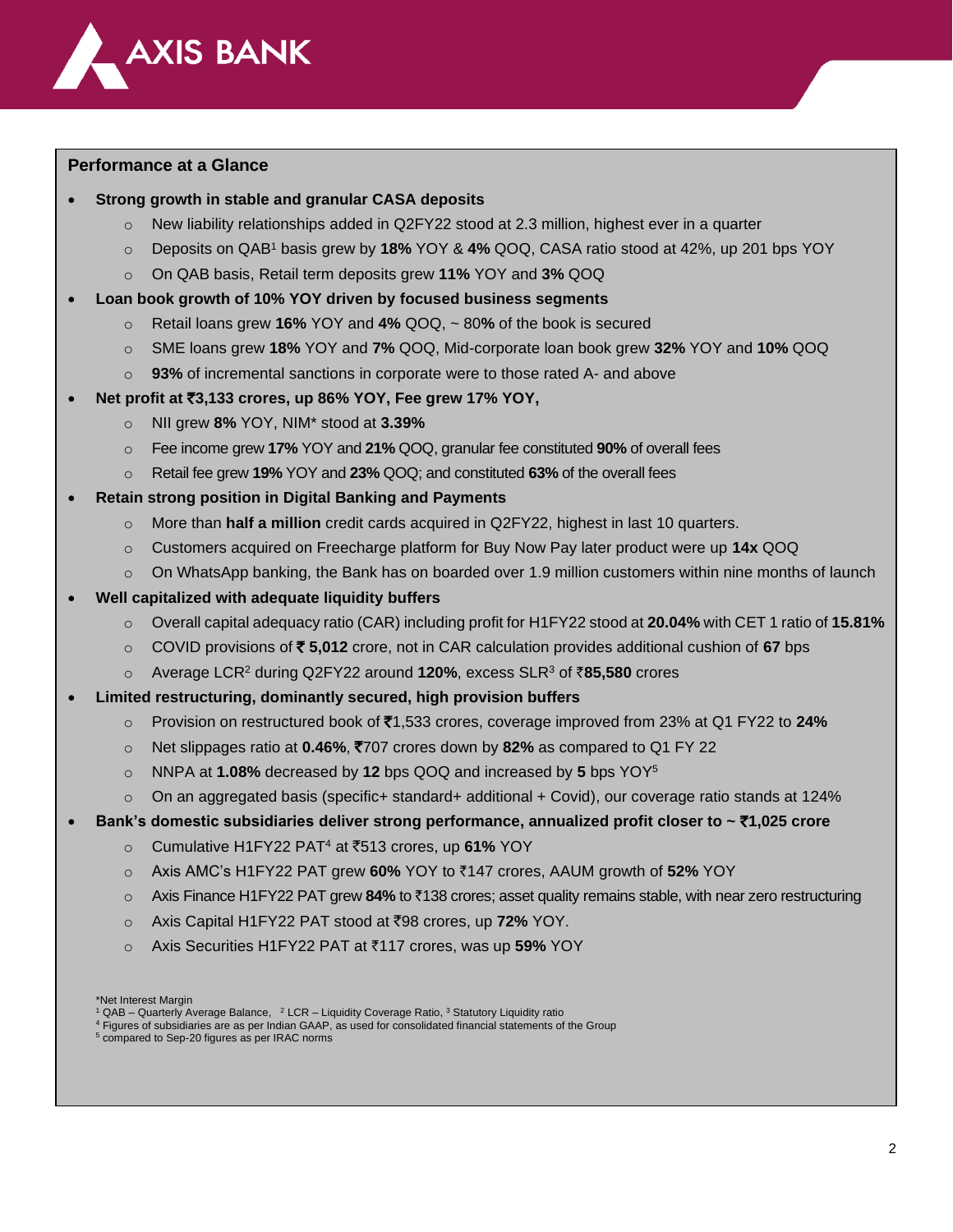## Performance at a Glance

- **Strong growth in stable and granular CASA deposits**
  - New liability relationships added in Q2FY22 stood at 2.3 million, highest ever in a quarter
  - Deposits on QAB[1] basis grew by **18%** YOY & **4%** QOQ, CASA ratio stood at 42%, up 201 bps YOY
  - On QAB basis, Retail term deposits grew **11%** YOY and **3%** QOQ
- **Loan book growth of 10% YOY driven by focused business segments**
  - Retail loans grew **16%** YOY and **4%** QOQ, ~ 80**%** of the book is secured
  - SME loans grew **18%** YOY and **7%** QOQ, Mid-corporate loan book grew **32%** YOY and **10%** QOQ
  - **93%** of incremental sanctions in corporate were to those rated A- and above
- **Net profit at ₹3,133 crores, up 86% YOY, Fee grew 17% YOY,**
  - NII grew **8%** YOY, NIM* stood at **3.39%**
  - Fee income grew **17%** YOY and **21%** QOQ, granular fee constituted **90%** of overall fees
  - Retail fee grew **19%** YOY and **23%** QOQ; and constituted **63%** of the overall fees
- **Retain strong position in Digital Banking and Payments**
  - More than **half a million** credit cards acquired in Q2FY22, highest in last 10 quarters.
  - Customers acquired on Freecharge platform for Buy Now Pay later product were up **14x** QOQ
  - On WhatsApp banking, the Bank has on boarded over 1.9 million customers within nine months of launch
- **Well capitalized with adequate liquidity buffers**
  - Overall capital adequacy ratio (CAR) including profit for H1FY22 stood at **20.04%** with CET 1 ratio of **15.81%**
  - COVID provisions of **₹ 5,012** crore, not in CAR calculation provides additional cushion of **67** bps
  - Average LCR[2] during Q2FY22 around **120%**, excess SLR[3] of ₹**85,580** crores
- **Limited restructuring, dominantly secured, high provision buffers**
  - Provision on restructured book of ₹1,533 crores, coverage improved from 23% at Q1 FY22 to **24%**
  - Net slippages ratio at **0.46%**, ₹707 crores down by **82%** as compared to Q1 FY 22
  - NNPA at **1.08%** decreased by **12** bps QOQ and increased by **5** bps YOY[5]
  - On an aggregated basis (specific+ standard+ additional + Covid), our coverage ratio stands at 124%
- **Bank's domestic subsidiaries deliver strong performance, annualized profit closer to ~ ₹1,025 crore**
  - Cumulative H1FY22 PAT[4] at ₹513 crores, up **61%** YOY
  - Axis AMC's H1FY22 PAT grew **60%** YOY to ₹147 crores, AAUM growth of **52%** YOY
  - Axis Finance H1FY22 PAT grew **84%** to ₹138 crores; asset quality remains stable, with near zero restructuring
  - Axis Capital H1FY22 PAT stood at ₹98 crores, up **72%** YOY.
  - Axis Securities H1FY22 PAT at ₹117 crores, was up **59%** YOY

*Net Interest Margin
[1] QAB – Quarterly Average Balance, [2] LCR – Liquidity Coverage Ratio, [3] Statutory Liquidity ratio
[4] Figures of subsidiaries are as per Indian GAAP, as used for consolidated financial statements of the Group
[5] compared to Sep-20 figures as per IRAC norms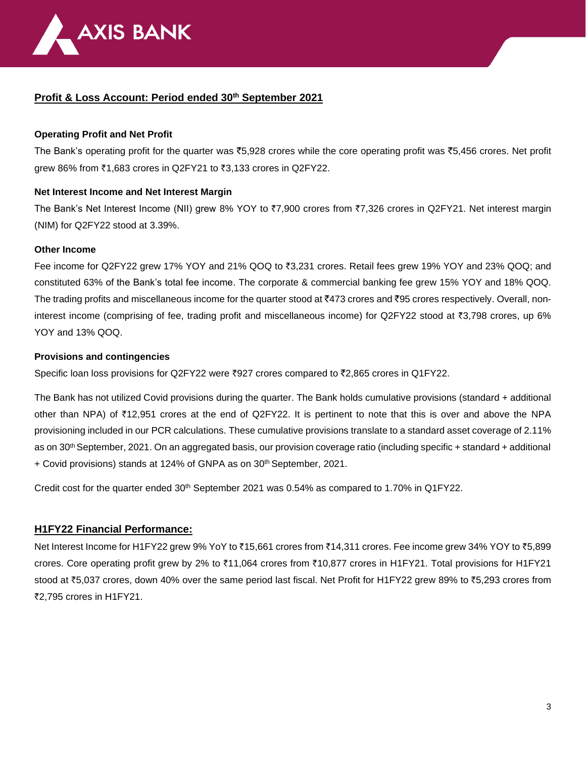## Profit & Loss Account: Period ended 30th September 2021

**Operating Profit and Net Profit**

The Bank's operating profit for the quarter was ₹5,928 crores while the core operating profit was ₹5,456 crores. Net profit grew 86% from ₹1,683 crores in Q2FY21 to ₹3,133 crores in Q2FY22.

**Net Interest Income and Net Interest Margin**

The Bank's Net Interest Income (NII) grew 8% YOY to ₹7,900 crores from ₹7,326 crores in Q2FY21. Net interest margin (NIM) for Q2FY22 stood at 3.39%.

**Other Income**

Fee income for Q2FY22 grew 17% YOY and 21% QOQ to ₹3,231 crores. Retail fees grew 19% YOY and 23% QOQ; and constituted 63% of the Bank's total fee income. The corporate & commercial banking fee grew 15% YOY and 18% QOQ. The trading profits and miscellaneous income for the quarter stood at ₹473 crores and ₹95 crores respectively. Overall, non-interest income (comprising of fee, trading profit and miscellaneous income) for Q2FY22 stood at ₹3,798 crores, up 6% YOY and 13% QOQ.

**Provisions and contingencies**

Specific loan loss provisions for Q2FY22 were ₹927 crores compared to ₹2,865 crores in Q1FY22.

The Bank has not utilized Covid provisions during the quarter. The Bank holds cumulative provisions (standard + additional other than NPA) of ₹12,951 crores at the end of Q2FY22. It is pertinent to note that this is over and above the NPA provisioning included in our PCR calculations. These cumulative provisions translate to a standard asset coverage of 2.11% as on 30th September, 2021. On an aggregated basis, our provision coverage ratio (including specific + standard + additional + Covid provisions) stands at 124% of GNPA as on 30th September, 2021.

Credit cost for the quarter ended 30th September 2021 was 0.54% as compared to 1.70% in Q1FY22.

## H1FY22 Financial Performance:

Net Interest Income for H1FY22 grew 9% YoY to ₹15,661 crores from ₹14,311 crores. Fee income grew 34% YOY to ₹5,899 crores. Core operating profit grew by 2% to ₹11,064 crores from ₹10,877 crores in H1FY21. Total provisions for H1FY21 stood at ₹5,037 crores, down 40% over the same period last fiscal. Net Profit for H1FY22 grew 89% to ₹5,293 crores from ₹2,795 crores in H1FY21.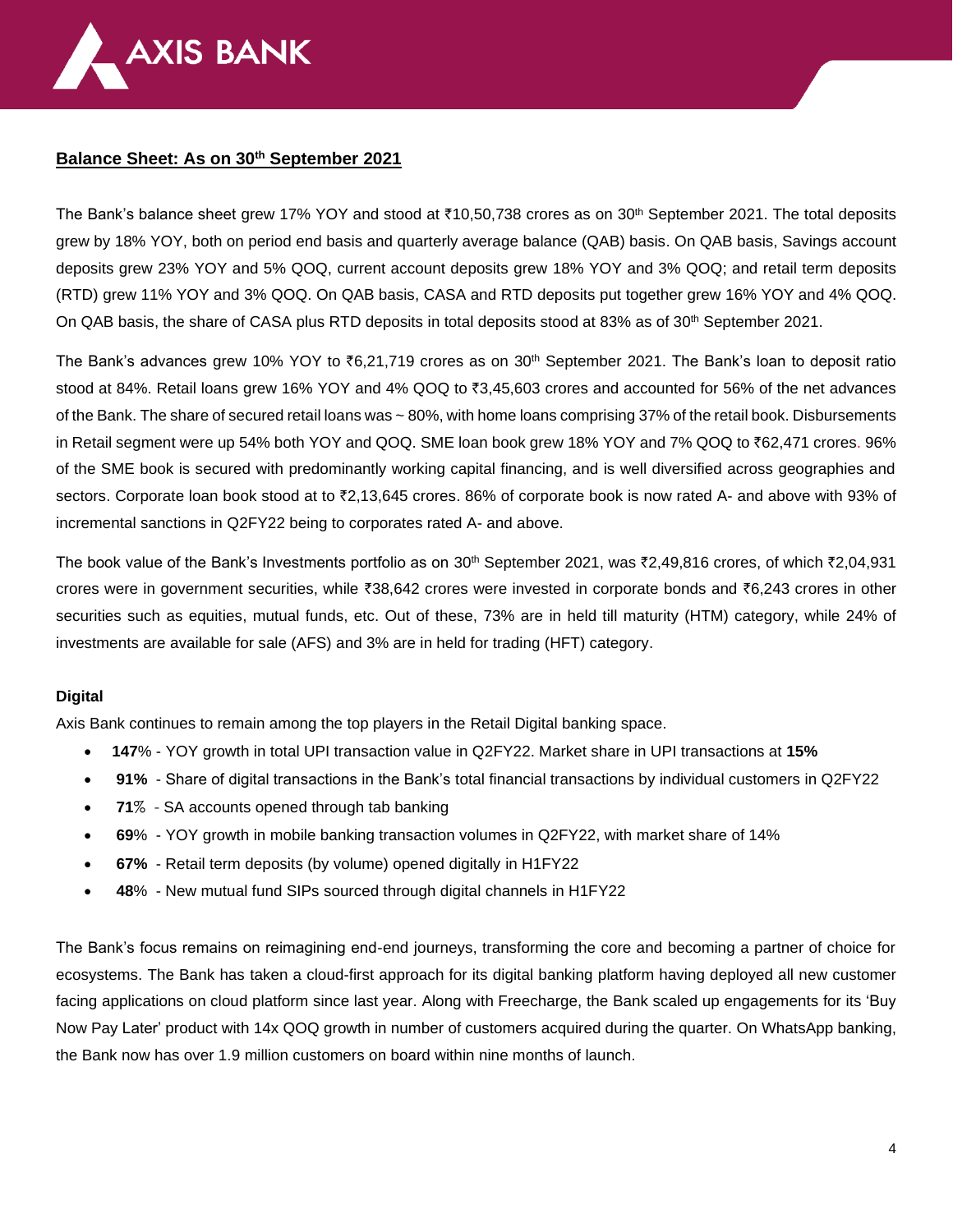## Balance Sheet: As on 30th September 2021

The Bank's balance sheet grew 17% YOY and stood at ₹10,50,738 crores as on 30th September 2021. The total deposits grew by 18% YOY, both on period end basis and quarterly average balance (QAB) basis. On QAB basis, Savings account deposits grew 23% YOY and 5% QOQ, current account deposits grew 18% YOY and 3% QOQ; and retail term deposits (RTD) grew 11% YOY and 3% QOQ. On QAB basis, CASA and RTD deposits put together grew 16% YOY and 4% QOQ. On QAB basis, the share of CASA plus RTD deposits in total deposits stood at 83% as of 30th September 2021.

The Bank's advances grew 10% YOY to ₹6,21,719 crores as on 30th September 2021. The Bank's loan to deposit ratio stood at 84%. Retail loans grew 16% YOY and 4% QOQ to ₹3,45,603 crores and accounted for 56% of the net advances of the Bank. The share of secured retail loans was ~ 80%, with home loans comprising 37% of the retail book. Disbursements in Retail segment were up 54% both YOY and QOQ. SME loan book grew 18% YOY and 7% QOQ to ₹62,471 crores. 96% of the SME book is secured with predominantly working capital financing, and is well diversified across geographies and sectors. Corporate loan book stood at to ₹2,13,645 crores. 86% of corporate book is now rated A- and above with 93% of incremental sanctions in Q2FY22 being to corporates rated A- and above.

The book value of the Bank's Investments portfolio as on 30th September 2021, was ₹2,49,816 crores, of which ₹2,04,931 crores were in government securities, while ₹38,642 crores were invested in corporate bonds and ₹6,243 crores in other securities such as equities, mutual funds, etc. Out of these, 73% are in held till maturity (HTM) category, while 24% of investments are available for sale (AFS) and 3% are in held for trading (HFT) category.

### Digital

Axis Bank continues to remain among the top players in the Retail Digital banking space.

- **147**% - YOY growth in total UPI transaction value in Q2FY22. Market share in UPI transactions at **15%**
- **91%** - Share of digital transactions in the Bank's total financial transactions by individual customers in Q2FY22
- **71**% - SA accounts opened through tab banking
- **69**% - YOY growth in mobile banking transaction volumes in Q2FY22, with market share of 14%
- **67%** - Retail term deposits (by volume) opened digitally in H1FY22
- **48**% - New mutual fund SIPs sourced through digital channels in H1FY22

The Bank's focus remains on reimagining end-end journeys, transforming the core and becoming a partner of choice for ecosystems. The Bank has taken a cloud-first approach for its digital banking platform having deployed all new customer facing applications on cloud platform since last year. Along with Freecharge, the Bank scaled up engagements for its 'Buy Now Pay Later' product with 14x QOQ growth in number of customers acquired during the quarter. On WhatsApp banking, the Bank now has over 1.9 million customers on board within nine months of launch.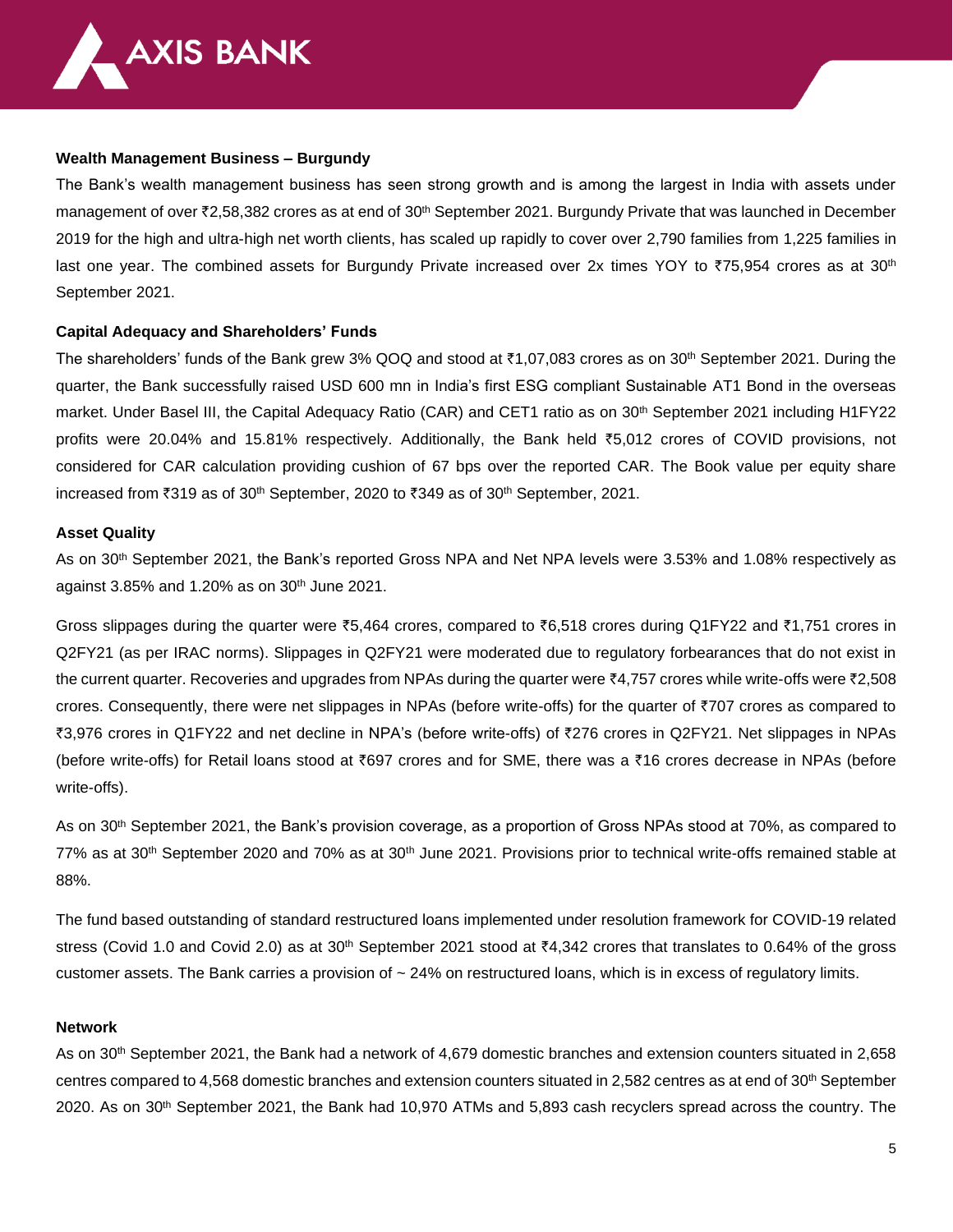**Wealth Management Business – Burgundy**

The Bank's wealth management business has seen strong growth and is among the largest in India with assets under management of over ₹2,58,382 crores as at end of 30th September 2021. Burgundy Private that was launched in December 2019 for the high and ultra-high net worth clients, has scaled up rapidly to cover over 2,790 families from 1,225 families in last one year. The combined assets for Burgundy Private increased over 2x times YOY to ₹75,954 crores as at 30th September 2021.

**Capital Adequacy and Shareholders' Funds**

The shareholders' funds of the Bank grew 3% QOQ and stood at ₹1,07,083 crores as on 30th September 2021. During the quarter, the Bank successfully raised USD 600 mn in India's first ESG compliant Sustainable AT1 Bond in the overseas market. Under Basel III, the Capital Adequacy Ratio (CAR) and CET1 ratio as on 30th September 2021 including H1FY22 profits were 20.04% and 15.81% respectively. Additionally, the Bank held ₹5,012 crores of COVID provisions, not considered for CAR calculation providing cushion of 67 bps over the reported CAR. The Book value per equity share increased from ₹319 as of 30th September, 2020 to ₹349 as of 30th September, 2021.

**Asset Quality**

As on 30th September 2021, the Bank's reported Gross NPA and Net NPA levels were 3.53% and 1.08% respectively as against 3.85% and 1.20% as on 30th June 2021.

Gross slippages during the quarter were ₹5,464 crores, compared to ₹6,518 crores during Q1FY22 and ₹1,751 crores in Q2FY21 (as per IRAC norms). Slippages in Q2FY21 were moderated due to regulatory forbearances that do not exist in the current quarter. Recoveries and upgrades from NPAs during the quarter were ₹4,757 crores while write-offs were ₹2,508 crores. Consequently, there were net slippages in NPAs (before write-offs) for the quarter of ₹707 crores as compared to ₹3,976 crores in Q1FY22 and net decline in NPA's (before write-offs) of ₹276 crores in Q2FY21. Net slippages in NPAs (before write-offs) for Retail loans stood at ₹697 crores and for SME, there was a ₹16 crores decrease in NPAs (before write-offs).

As on 30th September 2021, the Bank's provision coverage, as a proportion of Gross NPAs stood at 70%, as compared to 77% as at 30th September 2020 and 70% as at 30th June 2021. Provisions prior to technical write-offs remained stable at 88%.

The fund based outstanding of standard restructured loans implemented under resolution framework for COVID-19 related stress (Covid 1.0 and Covid 2.0) as at 30th September 2021 stood at ₹4,342 crores that translates to 0.64% of the gross customer assets. The Bank carries a provision of ~ 24% on restructured loans, which is in excess of regulatory limits.

**Network**

As on 30th September 2021, the Bank had a network of 4,679 domestic branches and extension counters situated in 2,658 centres compared to 4,568 domestic branches and extension counters situated in 2,582 centres as at end of 30th September 2020. As on 30th September 2021, the Bank had 10,970 ATMs and 5,893 cash recyclers spread across the country. The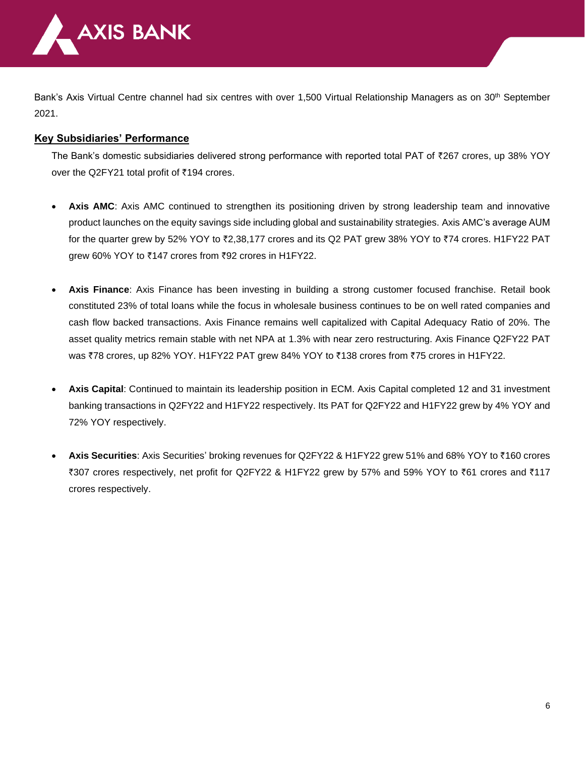Bank's Axis Virtual Centre channel had six centres with over 1,500 Virtual Relationship Managers as on 30th September 2021.

## Key Subsidiaries' Performance

The Bank's domestic subsidiaries delivered strong performance with reported total PAT of ₹267 crores, up 38% YOY over the Q2FY21 total profit of ₹194 crores.

- **Axis AMC**: Axis AMC continued to strengthen its positioning driven by strong leadership team and innovative product launches on the equity savings side including global and sustainability strategies. Axis AMC's average AUM for the quarter grew by 52% YOY to ₹2,38,177 crores and its Q2 PAT grew 38% YOY to ₹74 crores. H1FY22 PAT grew 60% YOY to ₹147 crores from ₹92 crores in H1FY22.

- **Axis Finance**: Axis Finance has been investing in building a strong customer focused franchise. Retail book constituted 23% of total loans while the focus in wholesale business continues to be on well rated companies and cash flow backed transactions. Axis Finance remains well capitalized with Capital Adequacy Ratio of 20%. The asset quality metrics remain stable with net NPA at 1.3% with near zero restructuring. Axis Finance Q2FY22 PAT was ₹78 crores, up 82% YOY. H1FY22 PAT grew 84% YOY to ₹138 crores from ₹75 crores in H1FY22.

- **Axis Capital**: Continued to maintain its leadership position in ECM. Axis Capital completed 12 and 31 investment banking transactions in Q2FY22 and H1FY22 respectively. Its PAT for Q2FY22 and H1FY22 grew by 4% YOY and 72% YOY respectively.

- **Axis Securities**: Axis Securities' broking revenues for Q2FY22 & H1FY22 grew 51% and 68% YOY to ₹160 crores ₹307 crores respectively, net profit for Q2FY22 & H1FY22 grew by 57% and 59% YOY to ₹61 crores and ₹117 crores respectively.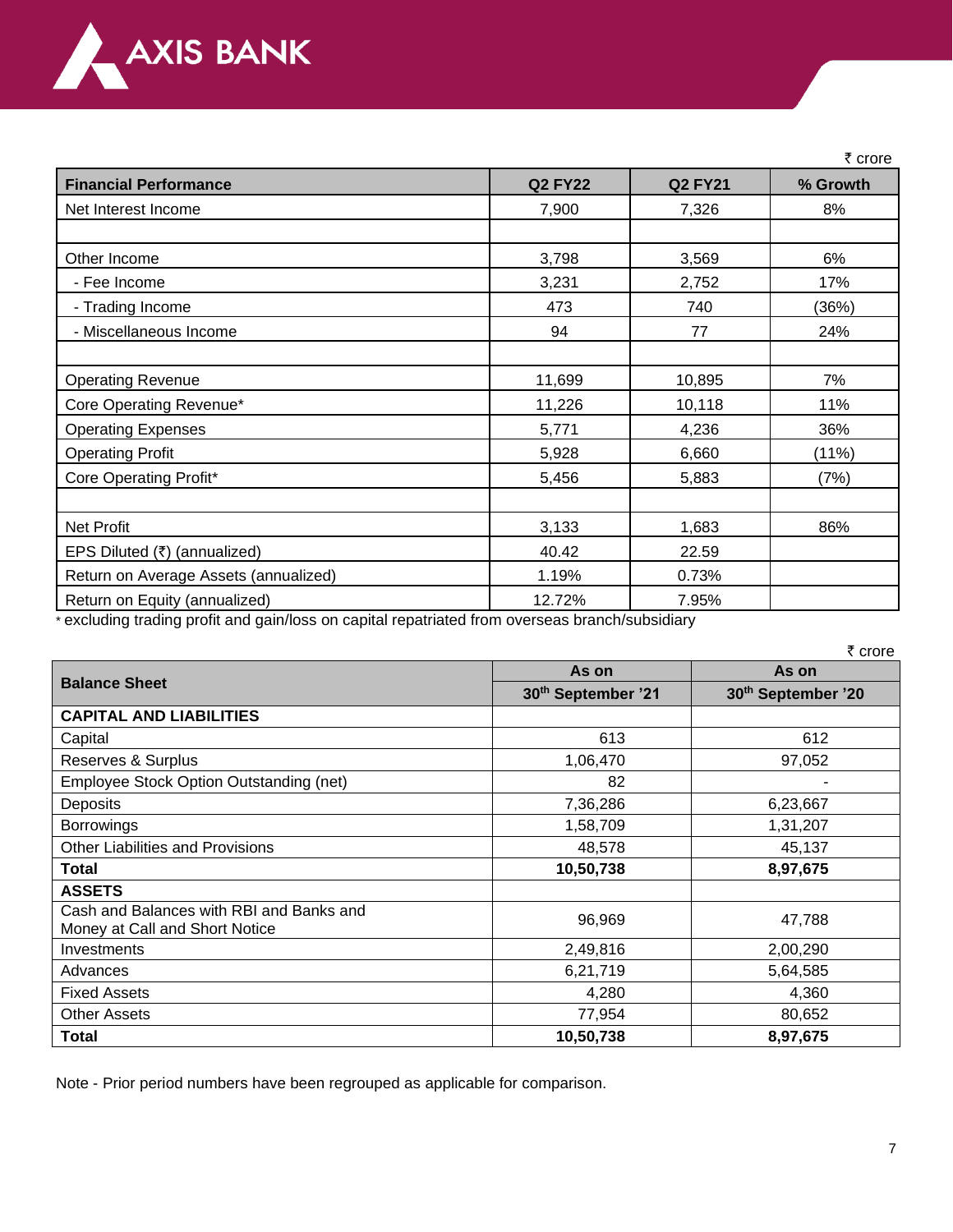₹ crore

| Financial Performance | Q2 FY22 | Q2 FY21 | % Growth |
|---|---|---|---|
| Net Interest Income | 7,900 | 7,326 | 8% |
| | | | |
| Other Income | 3,798 | 3,569 | 6% |
| - Fee Income | 3,231 | 2,752 | 17% |
| - Trading Income | 473 | 740 | (36%) |
| - Miscellaneous Income | 94 | 77 | 24% |
| | | | |
| Operating Revenue | 11,699 | 10,895 | 7% |
| Core Operating Revenue* | 11,226 | 10,118 | 11% |
| Operating Expenses | 5,771 | 4,236 | 36% |
| Operating Profit | 5,928 | 6,660 | (11%) |
| Core Operating Profit* | 5,456 | 5,883 | (7%) |
| | | | |
| Net Profit | 3,133 | 1,683 | 86% |
| EPS Diluted (₹) (annualized) | 40.42 | 22.59 | |
| Return on Average Assets (annualized) | 1.19% | 0.73% | |
| Return on Equity (annualized) | 12.72% | 7.95% | |

* excluding trading profit and gain/loss on capital repatriated from overseas branch/subsidiary

₹ crore

| Balance Sheet | As on 30th September '21 | As on 30th September '20 |
|---|---|---|
| **CAPITAL AND LIABILITIES** | | |
| Capital | 613 | 612 |
| Reserves & Surplus | 1,06,470 | 97,052 |
| Employee Stock Option Outstanding (net) | 82 | - |
| Deposits | 7,36,286 | 6,23,667 |
| Borrowings | 1,58,709 | 1,31,207 |
| Other Liabilities and Provisions | 48,578 | 45,137 |
| **Total** | **10,50,738** | **8,97,675** |
| **ASSETS** | | |
| Cash and Balances with RBI and Banks and Money at Call and Short Notice | 96,969 | 47,788 |
| Investments | 2,49,816 | 2,00,290 |
| Advances | 6,21,719 | 5,64,585 |
| Fixed Assets | 4,280 | 4,360 |
| Other Assets | 77,954 | 80,652 |
| **Total** | **10,50,738** | **8,97,675** |

Note - Prior period numbers have been regrouped as applicable for comparison.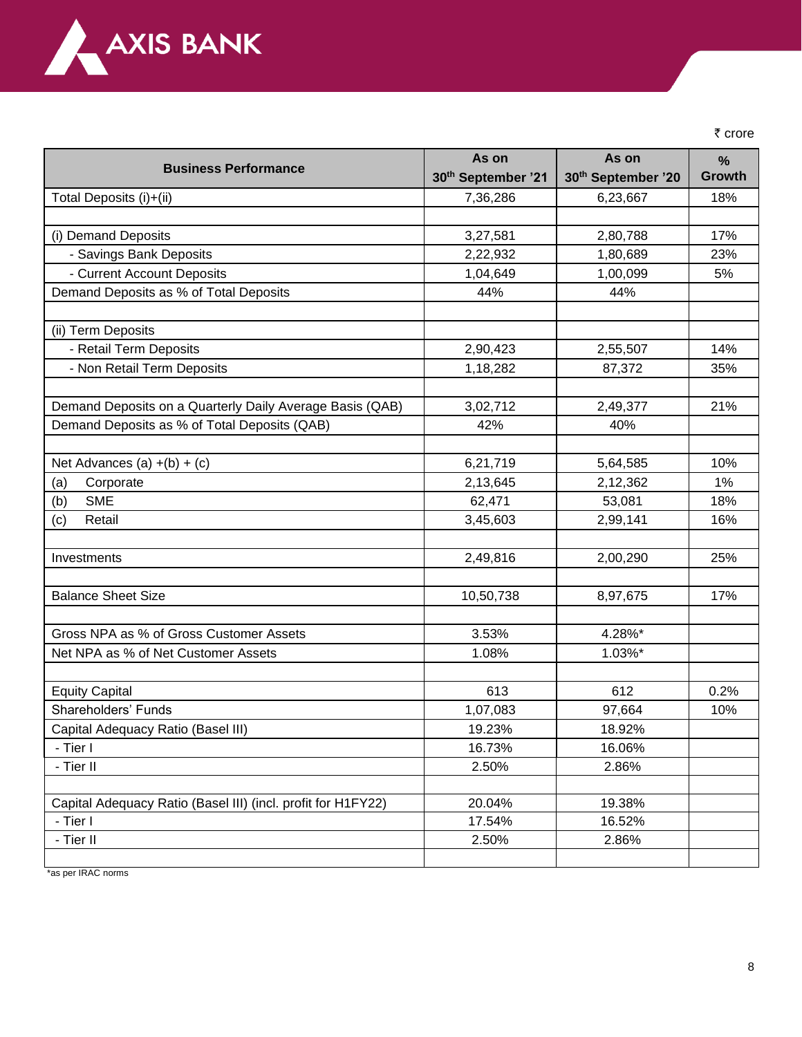AXIS BANK

₹ crore

| Business Performance | As on 30th September '21 | As on 30th September '20 | % Growth |
|---|---|---|---|
| Total Deposits (i)+(ii) | 7,36,286 | 6,23,667 | 18% |
| | | | |
| (i) Demand Deposits | 3,27,581 | 2,80,788 | 17% |
| - Savings Bank Deposits | 2,22,932 | 1,80,689 | 23% |
| - Current Account Deposits | 1,04,649 | 1,00,099 | 5% |
| Demand Deposits as % of Total Deposits | 44% | 44% | |
| | | | |
| (ii) Term Deposits | | | |
| - Retail Term Deposits | 2,90,423 | 2,55,507 | 14% |
| - Non Retail Term Deposits | 1,18,282 | 87,372 | 35% |
| | | | |
| Demand Deposits on a Quarterly Daily Average Basis (QAB) | 3,02,712 | 2,49,377 | 21% |
| Demand Deposits as % of Total Deposits (QAB) | 42% | 40% | |
| | | | |
| Net Advances (a) +(b) + (c) | 6,21,719 | 5,64,585 | 10% |
| (a) Corporate | 2,13,645 | 2,12,362 | 1% |
| (b) SME | 62,471 | 53,081 | 18% |
| (c) Retail | 3,45,603 | 2,99,141 | 16% |
| | | | |
| Investments | 2,49,816 | 2,00,290 | 25% |
| | | | |
| Balance Sheet Size | 10,50,738 | 8,97,675 | 17% |
| | | | |
| Gross NPA as % of Gross Customer Assets | 3.53% | 4.28%* | |
| Net NPA as % of Net Customer Assets | 1.08% | 1.03%* | |
| | | | |
| Equity Capital | 613 | 612 | 0.2% |
| Shareholders' Funds | 1,07,083 | 97,664 | 10% |
| Capital Adequacy Ratio (Basel III) | 19.23% | 18.92% | |
| - Tier I | 16.73% | 16.06% | |
| - Tier II | 2.50% | 2.86% | |
| | | | |
| Capital Adequacy Ratio (Basel III) (incl. profit for H1FY22) | 20.04% | 19.38% | |
| - Tier I | 17.54% | 16.52% | |
| - Tier II | 2.50% | 2.86% | |
| | | | |

*as per IRAC norms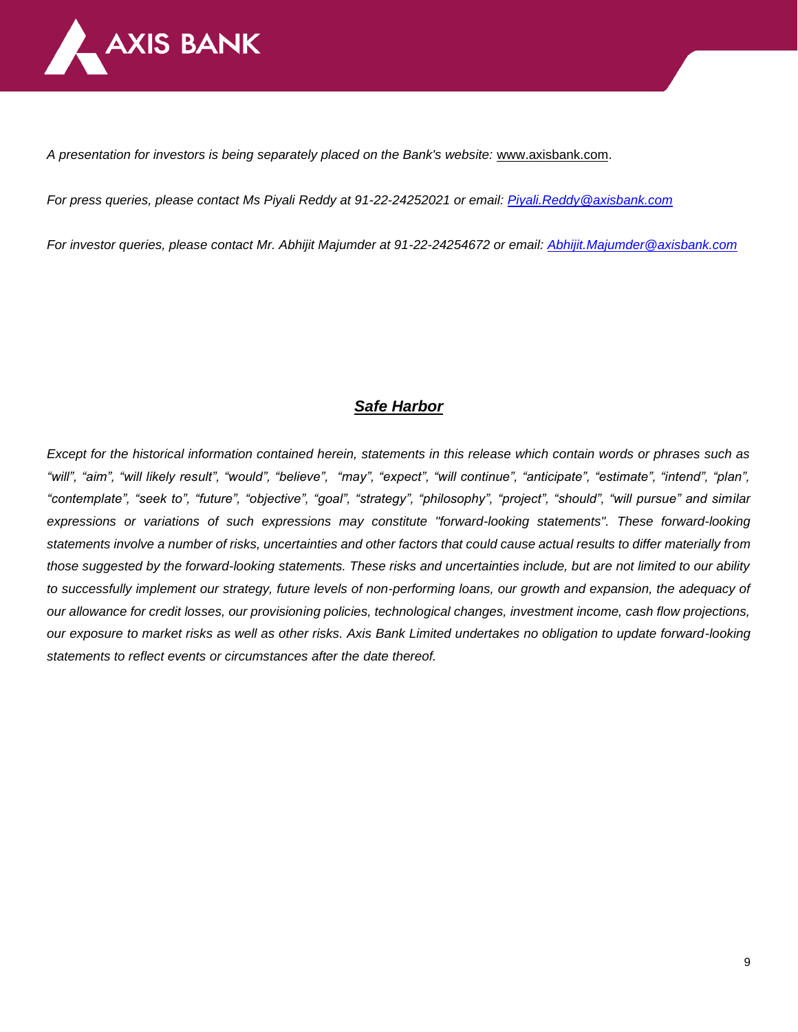*A presentation for investors is being separately placed on the Bank's website:* www.axisbank.com.

*For press queries, please contact Ms Piyali Reddy at 91-22-24252021 or email: Piyali.Reddy@axisbank.com*

*For investor queries, please contact Mr. Abhijit Majumder at 91-22-24254672 or email: Abhijit.Majumder@axisbank.com*

## ***Safe Harbor***

*Except for the historical information contained herein, statements in this release which contain words or phrases such as "will", "aim", "will likely result", "would", "believe", "may", "expect", "will continue", "anticipate", "estimate", "intend", "plan", "contemplate", "seek to", "future", "objective", "goal", "strategy", "philosophy", "project", "should", "will pursue" and similar expressions or variations of such expressions may constitute "forward-looking statements". These forward-looking statements involve a number of risks, uncertainties and other factors that could cause actual results to differ materially from those suggested by the forward-looking statements. These risks and uncertainties include, but are not limited to our ability to successfully implement our strategy, future levels of non-performing loans, our growth and expansion, the adequacy of our allowance for credit losses, our provisioning policies, technological changes, investment income, cash flow projections, our exposure to market risks as well as other risks. Axis Bank Limited undertakes no obligation to update forward-looking statements to reflect events or circumstances after the date thereof.*